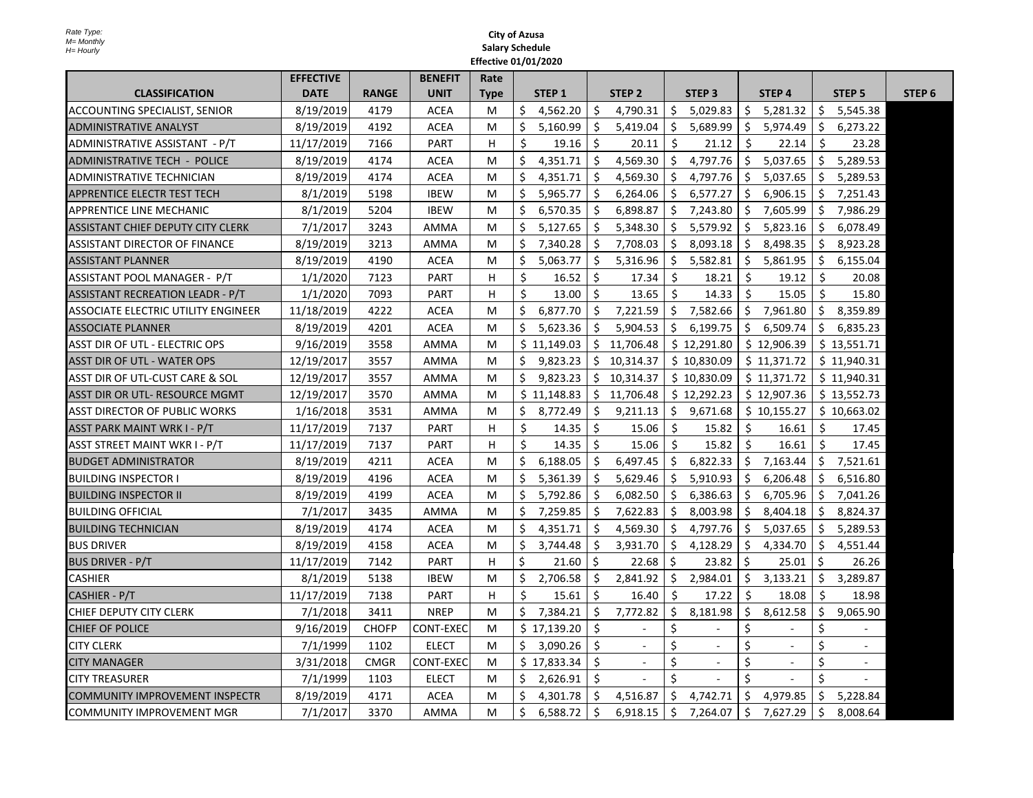Rate Type:
M= Monthly
H= Hourly

**City of Azusa**
**Salary Schedule**
**Effective 01/01/2020**

| CLASSIFICATION | EFFECTIVE DATE | RANGE | BENEFIT UNIT | Rate Type | STEP 1 | STEP 2 | STEP 3 | STEP 4 | STEP 5 | STEP 6 |
|---|---|---|---|---|---|---|---|---|---|---|
| ACCOUNTING SPECIALIST, SENIOR | 8/19/2019 | 4179 | ACEA | M | $ 4,562.20 | $ 4,790.31 | $ 5,029.83 | $ 5,281.32 | $ 5,545.38 | |
| ADMINISTRATIVE ANALYST | 8/19/2019 | 4192 | ACEA | M | $ 5,160.99 | $ 5,419.04 | $ 5,689.99 | $ 5,974.49 | $ 6,273.22 | |
| ADMINISTRATIVE ASSISTANT - P/T | 11/17/2019 | 7166 | PART | H | $ 19.16 | $ 20.11 | $ 21.12 | $ 22.14 | $ 23.28 | |
| ADMINISTRATIVE TECH - POLICE | 8/19/2019 | 4174 | ACEA | M | $ 4,351.71 | $ 4,569.30 | $ 4,797.76 | $ 5,037.65 | $ 5,289.53 | |
| ADMINISTRATIVE TECHNICIAN | 8/19/2019 | 4174 | ACEA | M | $ 4,351.71 | $ 4,569.30 | $ 4,797.76 | $ 5,037.65 | $ 5,289.53 | |
| APPRENTICE ELECTR TEST TECH | 8/1/2019 | 5198 | IBEW | M | $ 5,965.77 | $ 6,264.06 | $ 6,577.27 | $ 6,906.15 | $ 7,251.43 | |
| APPRENTICE LINE MECHANIC | 8/1/2019 | 5204 | IBEW | M | $ 6,570.35 | $ 6,898.87 | $ 7,243.80 | $ 7,605.99 | $ 7,986.29 | |
| ASSISTANT CHIEF DEPUTY CITY CLERK | 7/1/2017 | 3243 | AMMA | M | $ 5,127.65 | $ 5,348.30 | $ 5,579.92 | $ 5,823.16 | $ 6,078.49 | |
| ASSISTANT DIRECTOR OF FINANCE | 8/19/2019 | 3213 | AMMA | M | $ 7,340.28 | $ 7,708.03 | $ 8,093.18 | $ 8,498.35 | $ 8,923.28 | |
| ASSISTANT PLANNER | 8/19/2019 | 4190 | ACEA | M | $ 5,063.77 | $ 5,316.96 | $ 5,582.81 | $ 5,861.95 | $ 6,155.04 | |
| ASSISTANT POOL MANAGER - P/T | 1/1/2020 | 7123 | PART | H | $ 16.52 | $ 17.34 | $ 18.21 | $ 19.12 | $ 20.08 | |
| ASSISTANT RECREATION LEADR - P/T | 1/1/2020 | 7093 | PART | H | $ 13.00 | $ 13.65 | $ 14.33 | $ 15.05 | $ 15.80 | |
| ASSOCIATE ELECTRIC UTILITY ENGINEER | 11/18/2019 | 4222 | ACEA | M | $ 6,877.70 | $ 7,221.59 | $ 7,582.66 | $ 7,961.80 | $ 8,359.89 | |
| ASSOCIATE PLANNER | 8/19/2019 | 4201 | ACEA | M | $ 5,623.36 | $ 5,904.53 | $ 6,199.75 | $ 6,509.74 | $ 6,835.23 | |
| ASST DIR OF UTL - ELECTRIC OPS | 9/16/2019 | 3558 | AMMA | M | $ 11,149.03 | $ 11,706.48 | $ 12,291.80 | $ 12,906.39 | $ 13,551.71 | |
| ASST DIR OF UTL - WATER OPS | 12/19/2017 | 3557 | AMMA | M | $ 9,823.23 | $ 10,314.37 | $ 10,830.09 | $ 11,371.72 | $ 11,940.31 | |
| ASST DIR OF UTL-CUST CARE & SOL | 12/19/2017 | 3557 | AMMA | M | $ 9,823.23 | $ 10,314.37 | $ 10,830.09 | $ 11,371.72 | $ 11,940.31 | |
| ASST DIR OR UTL- RESOURCE MGMT | 12/19/2017 | 3570 | AMMA | M | $ 11,148.83 | $ 11,706.48 | $ 12,292.23 | $ 12,907.36 | $ 13,552.73 | |
| ASST DIRECTOR OF PUBLIC WORKS | 1/16/2018 | 3531 | AMMA | M | $ 8,772.49 | $ 9,211.13 | $ 9,671.68 | $ 10,155.27 | $ 10,663.02 | |
| ASST PARK MAINT WRK I - P/T | 11/17/2019 | 7137 | PART | H | $ 14.35 | $ 15.06 | $ 15.82 | $ 16.61 | $ 17.45 | |
| ASST STREET MAINT WKR I - P/T | 11/17/2019 | 7137 | PART | H | $ 14.35 | $ 15.06 | $ 15.82 | $ 16.61 | $ 17.45 | |
| BUDGET ADMINISTRATOR | 8/19/2019 | 4211 | ACEA | M | $ 6,188.05 | $ 6,497.45 | $ 6,822.33 | $ 7,163.44 | $ 7,521.61 | |
| BUILDING INSPECTOR I | 8/19/2019 | 4196 | ACEA | M | $ 5,361.39 | $ 5,629.46 | $ 5,910.93 | $ 6,206.48 | $ 6,516.80 | |
| BUILDING INSPECTOR II | 8/19/2019 | 4199 | ACEA | M | $ 5,792.86 | $ 6,082.50 | $ 6,386.63 | $ 6,705.96 | $ 7,041.26 | |
| BUILDING OFFICIAL | 7/1/2017 | 3435 | AMMA | M | $ 7,259.85 | $ 7,622.83 | $ 8,003.98 | $ 8,404.18 | $ 8,824.37 | |
| BUILDING TECHNICIAN | 8/19/2019 | 4174 | ACEA | M | $ 4,351.71 | $ 4,569.30 | $ 4,797.76 | $ 5,037.65 | $ 5,289.53 | |
| BUS DRIVER | 8/19/2019 | 4158 | ACEA | M | $ 3,744.48 | $ 3,931.70 | $ 4,128.29 | $ 4,334.70 | $ 4,551.44 | |
| BUS DRIVER - P/T | 11/17/2019 | 7142 | PART | H | $ 21.60 | $ 22.68 | $ 23.82 | $ 25.01 | $ 26.26 | |
| CASHIER | 8/1/2019 | 5138 | IBEW | M | $ 2,706.58 | $ 2,841.92 | $ 2,984.01 | $ 3,133.21 | $ 3,289.87 | |
| CASHIER - P/T | 11/17/2019 | 7138 | PART | H | $ 15.61 | $ 16.40 | $ 17.22 | $ 18.08 | $ 18.98 | |
| CHIEF DEPUTY CITY CLERK | 7/1/2018 | 3411 | NREP | M | $ 7,384.21 | $ 7,772.82 | $ 8,181.98 | $ 8,612.58 | $ 9,065.90 | |
| CHIEF OF POLICE | 9/16/2019 | CHOFP | CONT-EXEC | M | $ 17,139.20 | $ - | $ - | $ - | $ - | |
| CITY CLERK | 7/1/1999 | 1102 | ELECT | M | $ 3,090.26 | $ - | $ - | $ - | $ - | |
| CITY MANAGER | 3/31/2018 | CMGR | CONT-EXEC | M | $ 17,833.34 | $ - | $ - | $ - | $ - | |
| CITY TREASURER | 7/1/1999 | 1103 | ELECT | M | $ 2,626.91 | $ - | $ - | $ - | $ - | |
| COMMUNITY IMPROVEMENT INSPECTR | 8/19/2019 | 4171 | ACEA | M | $ 4,301.78 | $ 4,516.87 | $ 4,742.71 | $ 4,979.85 | $ 5,228.84 | |
| COMMUNITY IMPROVEMENT MGR | 7/1/2017 | 3370 | AMMA | M | $ 6,588.72 | $ 6,918.15 | $ 7,264.07 | $ 7,627.29 | $ 8,008.64 | |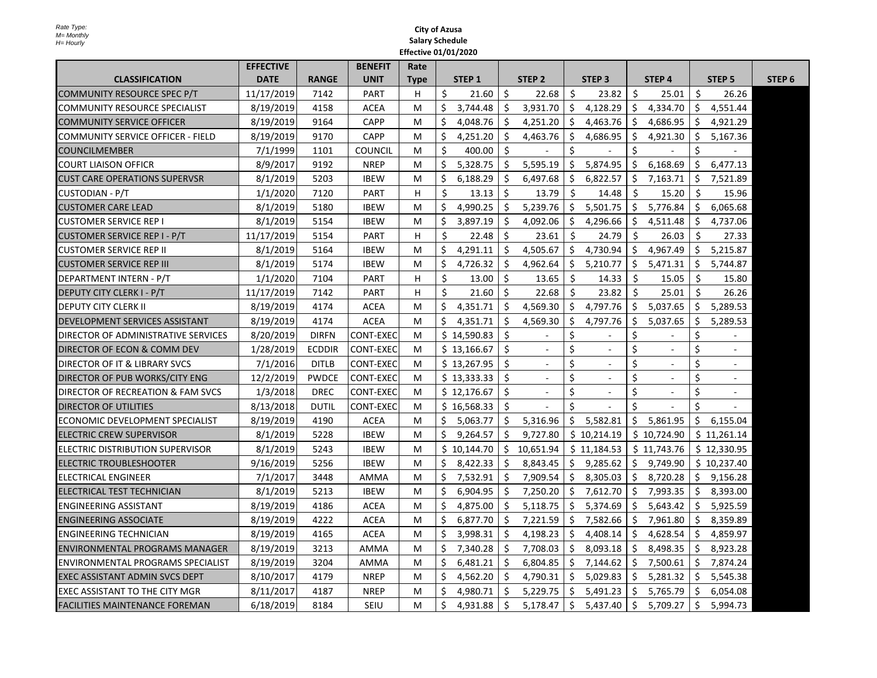Rate Type:
M= Monthly
H= Hourly

**City of Azusa**
**Salary Schedule**
**Effective 01/01/2020**

| CLASSIFICATION | EFFECTIVE DATE | RANGE | BENEFIT UNIT | Rate Type | STEP 1 | STEP 2 | STEP 3 | STEP 4 | STEP 5 | STEP 6 |
|---|---|---|---|---|---|---|---|---|---|---|
| COMMUNITY RESOURCE SPEC P/T | 11/17/2019 | 7142 | PART | H | $ 21.60 | $ 22.68 | $ 23.82 | $ 25.01 | $ 26.26 | |
| COMMUNITY RESOURCE SPECIALIST | 8/19/2019 | 4158 | ACEA | M | $ 3,744.48 | $ 3,931.70 | $ 4,128.29 | $ 4,334.70 | $ 4,551.44 | |
| COMMUNITY SERVICE OFFICER | 8/19/2019 | 9164 | CAPP | M | $ 4,048.76 | $ 4,251.20 | $ 4,463.76 | $ 4,686.95 | $ 4,921.29 | |
| COMMUNITY SERVICE OFFICER - FIELD | 8/19/2019 | 9170 | CAPP | M | $ 4,251.20 | $ 4,463.76 | $ 4,686.95 | $ 4,921.30 | $ 5,167.36 | |
| COUNCILMEMBER | 7/1/1999 | 1101 | COUNCIL | M | $ 400.00 | $ - | $ - | $ - | $ - | |
| COURT LIAISON OFFICR | 8/9/2017 | 9192 | NREP | M | $ 5,328.75 | $ 5,595.19 | $ 5,874.95 | $ 6,168.69 | $ 6,477.13 | |
| CUST CARE OPERATIONS SUPERVSR | 8/1/2019 | 5203 | IBEW | M | $ 6,188.29 | $ 6,497.68 | $ 6,822.57 | $ 7,163.71 | $ 7,521.89 | |
| CUSTODIAN - P/T | 1/1/2020 | 7120 | PART | H | $ 13.13 | $ 13.79 | $ 14.48 | $ 15.20 | $ 15.96 | |
| CUSTOMER CARE LEAD | 8/1/2019 | 5180 | IBEW | M | $ 4,990.25 | $ 5,239.76 | $ 5,501.75 | $ 5,776.84 | $ 6,065.68 | |
| CUSTOMER SERVICE REP I | 8/1/2019 | 5154 | IBEW | M | $ 3,897.19 | $ 4,092.06 | $ 4,296.66 | $ 4,511.48 | $ 4,737.06 | |
| CUSTOMER SERVICE REP I - P/T | 11/17/2019 | 5154 | PART | H | $ 22.48 | $ 23.61 | $ 24.79 | $ 26.03 | $ 27.33 | |
| CUSTOMER SERVICE REP II | 8/1/2019 | 5164 | IBEW | M | $ 4,291.11 | $ 4,505.67 | $ 4,730.94 | $ 4,967.49 | $ 5,215.87 | |
| CUSTOMER SERVICE REP III | 8/1/2019 | 5174 | IBEW | M | $ 4,726.32 | $ 4,962.64 | $ 5,210.77 | $ 5,471.31 | $ 5,744.87 | |
| DEPARTMENT INTERN - P/T | 1/1/2020 | 7104 | PART | H | $ 13.00 | $ 13.65 | $ 14.33 | $ 15.05 | $ 15.80 | |
| DEPUTY CITY CLERK I - P/T | 11/17/2019 | 7142 | PART | H | $ 21.60 | $ 22.68 | $ 23.82 | $ 25.01 | $ 26.26 | |
| DEPUTY CITY CLERK II | 8/19/2019 | 4174 | ACEA | M | $ 4,351.71 | $ 4,569.30 | $ 4,797.76 | $ 5,037.65 | $ 5,289.53 | |
| DEVELOPMENT SERVICES ASSISTANT | 8/19/2019 | 4174 | ACEA | M | $ 4,351.71 | $ 4,569.30 | $ 4,797.76 | $ 5,037.65 | $ 5,289.53 | |
| DIRECTOR OF ADMINISTRATIVE SERVICES | 8/20/2019 | DIRFN | CONT-EXEC | M | $ 14,590.83 | $ - | $ - | $ - | $ - | |
| DIRECTOR OF ECON & COMM DEV | 1/28/2019 | ECDDIR | CONT-EXEC | M | $ 13,166.67 | $ - | $ - | $ - | $ - | |
| DIRECTOR OF IT & LIBRARY SVCS | 7/1/2016 | DITLB | CONT-EXEC | M | $ 13,267.95 | $ - | $ - | $ - | $ - | |
| DIRECTOR OF PUB WORKS/CITY ENG | 12/2/2019 | PWDCE | CONT-EXEC | M | $ 13,333.33 | $ - | $ - | $ - | $ - | |
| DIRECTOR OF RECREATION & FAM SVCS | 1/3/2018 | DREC | CONT-EXEC | M | $ 12,176.67 | $ - | $ - | $ - | $ - | |
| DIRECTOR OF UTILITIES | 8/13/2018 | DUTIL | CONT-EXEC | M | $ 16,568.33 | $ - | $ - | $ - | $ - | |
| ECONOMIC DEVELOPMENT SPECIALIST | 8/19/2019 | 4190 | ACEA | M | $ 5,063.77 | $ 5,316.96 | $ 5,582.81 | $ 5,861.95 | $ 6,155.04 | |
| ELECTRIC CREW SUPERVISOR | 8/1/2019 | 5228 | IBEW | M | $ 9,264.57 | $ 9,727.80 | $ 10,214.19 | $ 10,724.90 | $ 11,261.14 | |
| ELECTRIC DISTRIBUTION SUPERVISOR | 8/1/2019 | 5243 | IBEW | M | $ 10,144.70 | $ 10,651.94 | $ 11,184.53 | $ 11,743.76 | $ 12,330.95 | |
| ELECTRIC TROUBLESHOOTER | 9/16/2019 | 5256 | IBEW | M | $ 8,422.33 | $ 8,843.45 | $ 9,285.62 | $ 9,749.90 | $ 10,237.40 | |
| ELECTRICAL ENGINEER | 7/1/2017 | 3448 | AMMA | M | $ 7,532.91 | $ 7,909.54 | $ 8,305.03 | $ 8,720.28 | $ 9,156.28 | |
| ELECTRICAL TEST TECHNICIAN | 8/1/2019 | 5213 | IBEW | M | $ 6,904.95 | $ 7,250.20 | $ 7,612.70 | $ 7,993.35 | $ 8,393.00 | |
| ENGINEERING ASSISTANT | 8/19/2019 | 4186 | ACEA | M | $ 4,875.00 | $ 5,118.75 | $ 5,374.69 | $ 5,643.42 | $ 5,925.59 | |
| ENGINEERING ASSOCIATE | 8/19/2019 | 4222 | ACEA | M | $ 6,877.70 | $ 7,221.59 | $ 7,582.66 | $ 7,961.80 | $ 8,359.89 | |
| ENGINEERING TECHNICIAN | 8/19/2019 | 4165 | ACEA | M | $ 3,998.31 | $ 4,198.23 | $ 4,408.14 | $ 4,628.54 | $ 4,859.97 | |
| ENVIRONMENTAL PROGRAMS MANAGER | 8/19/2019 | 3213 | AMMA | M | $ 7,340.28 | $ 7,708.03 | $ 8,093.18 | $ 8,498.35 | $ 8,923.28 | |
| ENVIRONMENTAL PROGRAMS SPECIALIST | 8/19/2019 | 3204 | AMMA | M | $ 6,481.21 | $ 6,804.85 | $ 7,144.62 | $ 7,500.61 | $ 7,874.24 | |
| EXEC ASSISTANT ADMIN SVCS DEPT | 8/10/2017 | 4179 | NREP | M | $ 4,562.20 | $ 4,790.31 | $ 5,029.83 | $ 5,281.32 | $ 5,545.38 | |
| EXEC ASSISTANT TO THE CITY MGR | 8/11/2017 | 4187 | NREP | M | $ 4,980.71 | $ 5,229.75 | $ 5,491.23 | $ 5,765.79 | $ 6,054.08 | |
| FACILITIES MAINTENANCE FOREMAN | 6/18/2019 | 8184 | SEIU | M | $ 4,931.88 | $ 5,178.47 | $ 5,437.40 | $ 5,709.27 | $ 5,994.73 | |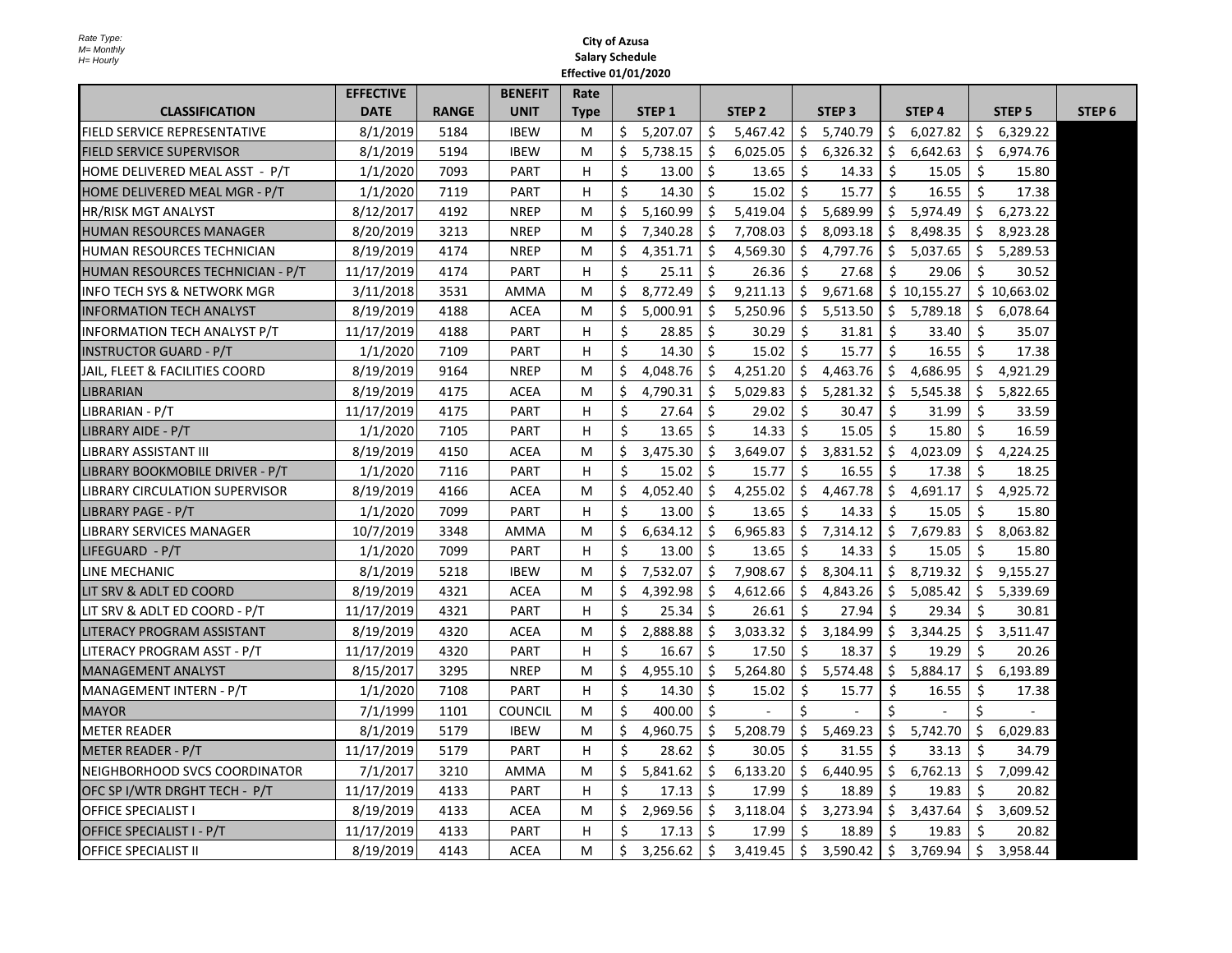Rate Type:
M= Monthly
H= Hourly

**City of Azusa**
**Salary Schedule**
**Effective 01/01/2020**

| CLASSIFICATION | EFFECTIVE DATE | RANGE | BENEFIT UNIT | Rate Type | STEP 1 | STEP 2 | STEP 3 | STEP 4 | STEP 5 | STEP 6 |
|---|---|---|---|---|---|---|---|---|---|---|
| FIELD SERVICE REPRESENTATIVE | 8/1/2019 | 5184 | IBEW | M | $ 5,207.07 | $ 5,467.42 | $ 5,740.79 | $ 6,027.82 | $ 6,329.22 | |
| FIELD SERVICE SUPERVISOR | 8/1/2019 | 5194 | IBEW | M | $ 5,738.15 | $ 6,025.05 | $ 6,326.32 | $ 6,642.63 | $ 6,974.76 | |
| HOME DELIVERED MEAL ASST - P/T | 1/1/2020 | 7093 | PART | H | $ 13.00 | $ 13.65 | $ 14.33 | $ 15.05 | $ 15.80 | |
| HOME DELIVERED MEAL MGR - P/T | 1/1/2020 | 7119 | PART | H | $ 14.30 | $ 15.02 | $ 15.77 | $ 16.55 | $ 17.38 | |
| HR/RISK MGT ANALYST | 8/12/2017 | 4192 | NREP | M | $ 5,160.99 | $ 5,419.04 | $ 5,689.99 | $ 5,974.49 | $ 6,273.22 | |
| HUMAN RESOURCES MANAGER | 8/20/2019 | 3213 | NREP | M | $ 7,340.28 | $ 7,708.03 | $ 8,093.18 | $ 8,498.35 | $ 8,923.28 | |
| HUMAN RESOURCES TECHNICIAN | 8/19/2019 | 4174 | NREP | M | $ 4,351.71 | $ 4,569.30 | $ 4,797.76 | $ 5,037.65 | $ 5,289.53 | |
| HUMAN RESOURCES TECHNICIAN - P/T | 11/17/2019 | 4174 | PART | H | $ 25.11 | $ 26.36 | $ 27.68 | $ 29.06 | $ 30.52 | |
| INFO TECH SYS & NETWORK MGR | 3/11/2018 | 3531 | AMMA | M | $ 8,772.49 | $ 9,211.13 | $ 9,671.68 | $ 10,155.27 | $ 10,663.02 | |
| INFORMATION TECH ANALYST | 8/19/2019 | 4188 | ACEA | M | $ 5,000.91 | $ 5,250.96 | $ 5,513.50 | $ 5,789.18 | $ 6,078.64 | |
| INFORMATION TECH ANALYST P/T | 11/17/2019 | 4188 | PART | H | $ 28.85 | $ 30.29 | $ 31.81 | $ 33.40 | $ 35.07 | |
| INSTRUCTOR GUARD - P/T | 1/1/2020 | 7109 | PART | H | $ 14.30 | $ 15.02 | $ 15.77 | $ 16.55 | $ 17.38 | |
| JAIL, FLEET & FACILITIES COORD | 8/19/2019 | 9164 | NREP | M | $ 4,048.76 | $ 4,251.20 | $ 4,463.76 | $ 4,686.95 | $ 4,921.29 | |
| LIBRARIAN | 8/19/2019 | 4175 | ACEA | M | $ 4,790.31 | $ 5,029.83 | $ 5,281.32 | $ 5,545.38 | $ 5,822.65 | |
| LIBRARIAN - P/T | 11/17/2019 | 4175 | PART | H | $ 27.64 | $ 29.02 | $ 30.47 | $ 31.99 | $ 33.59 | |
| LIBRARY AIDE - P/T | 1/1/2020 | 7105 | PART | H | $ 13.65 | $ 14.33 | $ 15.05 | $ 15.80 | $ 16.59 | |
| LIBRARY ASSISTANT III | 8/19/2019 | 4150 | ACEA | M | $ 3,475.30 | $ 3,649.07 | $ 3,831.52 | $ 4,023.09 | $ 4,224.25 | |
| LIBRARY BOOKMOBILE DRIVER - P/T | 1/1/2020 | 7116 | PART | H | $ 15.02 | $ 15.77 | $ 16.55 | $ 17.38 | $ 18.25 | |
| LIBRARY CIRCULATION SUPERVISOR | 8/19/2019 | 4166 | ACEA | M | $ 4,052.40 | $ 4,255.02 | $ 4,467.78 | $ 4,691.17 | $ 4,925.72 | |
| LIBRARY PAGE - P/T | 1/1/2020 | 7099 | PART | H | $ 13.00 | $ 13.65 | $ 14.33 | $ 15.05 | $ 15.80 | |
| LIBRARY SERVICES MANAGER | 10/7/2019 | 3348 | AMMA | M | $ 6,634.12 | $ 6,965.83 | $ 7,314.12 | $ 7,679.83 | $ 8,063.82 | |
| LIFEGUARD - P/T | 1/1/2020 | 7099 | PART | H | $ 13.00 | $ 13.65 | $ 14.33 | $ 15.05 | $ 15.80 | |
| LINE MECHANIC | 8/1/2019 | 5218 | IBEW | M | $ 7,532.07 | $ 7,908.67 | $ 8,304.11 | $ 8,719.32 | $ 9,155.27 | |
| LIT SRV & ADLT ED COORD | 8/19/2019 | 4321 | ACEA | M | $ 4,392.98 | $ 4,612.66 | $ 4,843.26 | $ 5,085.42 | $ 5,339.69 | |
| LIT SRV & ADLT ED COORD - P/T | 11/17/2019 | 4321 | PART | H | $ 25.34 | $ 26.61 | $ 27.94 | $ 29.34 | $ 30.81 | |
| LITERACY PROGRAM ASSISTANT | 8/19/2019 | 4320 | ACEA | M | $ 2,888.88 | $ 3,033.32 | $ 3,184.99 | $ 3,344.25 | $ 3,511.47 | |
| LITERACY PROGRAM ASST - P/T | 11/17/2019 | 4320 | PART | H | $ 16.67 | $ 17.50 | $ 18.37 | $ 19.29 | $ 20.26 | |
| MANAGEMENT ANALYST | 8/15/2017 | 3295 | NREP | M | $ 4,955.10 | $ 5,264.80 | $ 5,574.48 | $ 5,884.17 | $ 6,193.89 | |
| MANAGEMENT INTERN - P/T | 1/1/2020 | 7108 | PART | H | $ 14.30 | $ 15.02 | $ 15.77 | $ 16.55 | $ 17.38 | |
| MAYOR | 7/1/1999 | 1101 | COUNCIL | M | $ 400.00 | $ - | $ - | $ - | $ - | |
| METER READER | 8/1/2019 | 5179 | IBEW | M | $ 4,960.75 | $ 5,208.79 | $ 5,469.23 | $ 5,742.70 | $ 6,029.83 | |
| METER READER - P/T | 11/17/2019 | 5179 | PART | H | $ 28.62 | $ 30.05 | $ 31.55 | $ 33.13 | $ 34.79 | |
| NEIGHBORHOOD SVCS COORDINATOR | 7/1/2017 | 3210 | AMMA | M | $ 5,841.62 | $ 6,133.20 | $ 6,440.95 | $ 6,762.13 | $ 7,099.42 | |
| OFC SP I/WTR DRGHT TECH - P/T | 11/17/2019 | 4133 | PART | H | $ 17.13 | $ 17.99 | $ 18.89 | $ 19.83 | $ 20.82 | |
| OFFICE SPECIALIST I | 8/19/2019 | 4133 | ACEA | M | $ 2,969.56 | $ 3,118.04 | $ 3,273.94 | $ 3,437.64 | $ 3,609.52 | |
| OFFICE SPECIALIST I - P/T | 11/17/2019 | 4133 | PART | H | $ 17.13 | $ 17.99 | $ 18.89 | $ 19.83 | $ 20.82 | |
| OFFICE SPECIALIST II | 8/19/2019 | 4143 | ACEA | M | $ 3,256.62 | $ 3,419.45 | $ 3,590.42 | $ 3,769.94 | $ 3,958.44 | |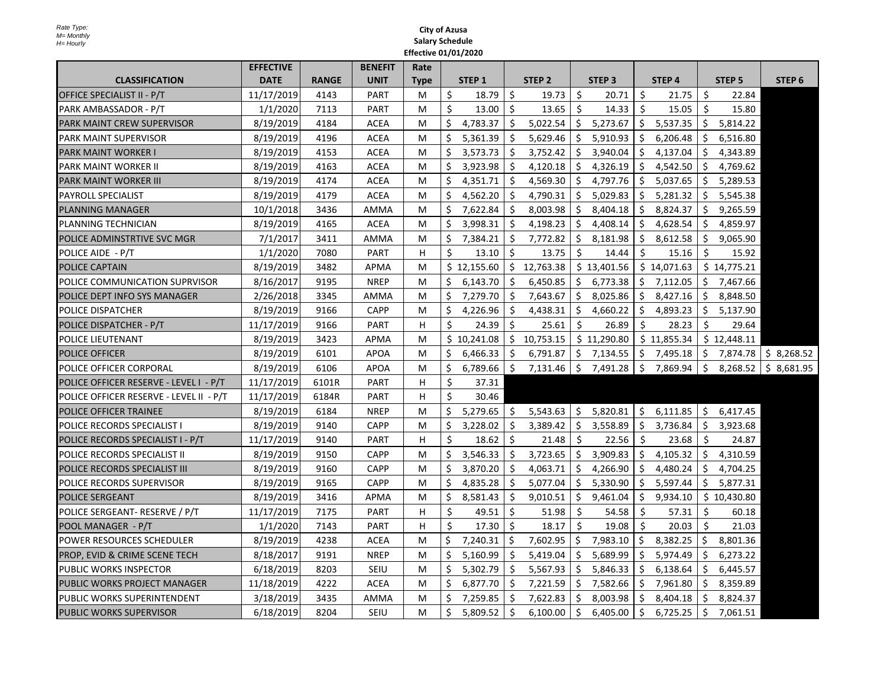*Rate Type:*
*M= Monthly*
*H= Hourly*

**City of Azusa**
**Salary Schedule**
**Effective 01/01/2020**

| CLASSIFICATION | EFFECTIVE DATE | RANGE | BENEFIT UNIT | Rate Type | STEP 1 | STEP 2 | STEP 3 | STEP 4 | STEP 5 | STEP 6 |
|---|---|---|---|---|---|---|---|---|---|---|
| OFFICE SPECIALIST II - P/T | 11/17/2019 | 4143 | PART | M | $ 18.79 | $ 19.73 | $ 20.71 | $ 21.75 | $ 22.84 | |
| PARK AMBASSADOR - P/T | 1/1/2020 | 7113 | PART | M | $ 13.00 | $ 13.65 | $ 14.33 | $ 15.05 | $ 15.80 | |
| PARK MAINT CREW SUPERVISOR | 8/19/2019 | 4184 | ACEA | M | $ 4,783.37 | $ 5,022.54 | $ 5,273.67 | $ 5,537.35 | $ 5,814.22 | |
| PARK MAINT SUPERVISOR | 8/19/2019 | 4196 | ACEA | M | $ 5,361.39 | $ 5,629.46 | $ 5,910.93 | $ 6,206.48 | $ 6,516.80 | |
| PARK MAINT WORKER I | 8/19/2019 | 4153 | ACEA | M | $ 3,573.73 | $ 3,752.42 | $ 3,940.04 | $ 4,137.04 | $ 4,343.89 | |
| PARK MAINT WORKER II | 8/19/2019 | 4163 | ACEA | M | $ 3,923.98 | $ 4,120.18 | $ 4,326.19 | $ 4,542.50 | $ 4,769.62 | |
| PARK MAINT WORKER III | 8/19/2019 | 4174 | ACEA | M | $ 4,351.71 | $ 4,569.30 | $ 4,797.76 | $ 5,037.65 | $ 5,289.53 | |
| PAYROLL SPECIALIST | 8/19/2019 | 4179 | ACEA | M | $ 4,562.20 | $ 4,790.31 | $ 5,029.83 | $ 5,281.32 | $ 5,545.38 | |
| PLANNING MANAGER | 10/1/2018 | 3436 | AMMA | M | $ 7,622.84 | $ 8,003.98 | $ 8,404.18 | $ 8,824.37 | $ 9,265.59 | |
| PLANNING TECHNICIAN | 8/19/2019 | 4165 | ACEA | M | $ 3,998.31 | $ 4,198.23 | $ 4,408.14 | $ 4,628.54 | $ 4,859.97 | |
| POLICE ADMINSTRTIVE SVC MGR | 7/1/2017 | 3411 | AMMA | M | $ 7,384.21 | $ 7,772.82 | $ 8,181.98 | $ 8,612.58 | $ 9,065.90 | |
| POLICE AIDE - P/T | 1/1/2020 | 7080 | PART | H | $ 13.10 | $ 13.75 | $ 14.44 | $ 15.16 | $ 15.92 | |
| POLICE CAPTAIN | 8/19/2019 | 3482 | APMA | M | $ 12,155.60 | $ 12,763.38 | $ 13,401.56 | $ 14,071.63 | $ 14,775.21 | |
| POLICE COMMUNICATION SUPRVISOR | 8/16/2017 | 9195 | NREP | M | $ 6,143.70 | $ 6,450.85 | $ 6,773.38 | $ 7,112.05 | $ 7,467.66 | |
| POLICE DEPT INFO SYS MANAGER | 2/26/2018 | 3345 | AMMA | M | $ 7,279.70 | $ 7,643.67 | $ 8,025.86 | $ 8,427.16 | $ 8,848.50 | |
| POLICE DISPATCHER | 8/19/2019 | 9166 | CAPP | M | $ 4,226.96 | $ 4,438.31 | $ 4,660.22 | $ 4,893.23 | $ 5,137.90 | |
| POLICE DISPATCHER - P/T | 11/17/2019 | 9166 | PART | H | $ 24.39 | $ 25.61 | $ 26.89 | $ 28.23 | $ 29.64 | |
| POLICE LIEUTENANT | 8/19/2019 | 3423 | APMA | M | $ 10,241.08 | $ 10,753.15 | $ 11,290.80 | $ 11,855.34 | $ 12,448.11 | |
| POLICE OFFICER | 8/19/2019 | 6101 | APOA | M | $ 6,466.33 | $ 6,791.87 | $ 7,134.55 | $ 7,495.18 | $ 7,874.78 | $ 8,268.52 |
| POLICE OFFICER CORPORAL | 8/19/2019 | 6106 | APOA | M | $ 6,789.66 | $ 7,131.46 | $ 7,491.28 | $ 7,869.94 | $ 8,268.52 | $ 8,681.95 |
| POLICE OFFICER RESERVE - LEVEL I - P/T | 11/17/2019 | 6101R | PART | H | $ 37.31 | | | | | |
| POLICE OFFICER RESERVE - LEVEL II - P/T | 11/17/2019 | 6184R | PART | H | $ 30.46 | | | | | |
| POLICE OFFICER TRAINEE | 8/19/2019 | 6184 | NREP | M | $ 5,279.65 | $ 5,543.63 | $ 5,820.81 | $ 6,111.85 | $ 6,417.45 | |
| POLICE RECORDS SPECIALIST I | 8/19/2019 | 9140 | CAPP | M | $ 3,228.02 | $ 3,389.42 | $ 3,558.89 | $ 3,736.84 | $ 3,923.68 | |
| POLICE RECORDS SPECIALIST I - P/T | 11/17/2019 | 9140 | PART | H | $ 18.62 | $ 21.48 | $ 22.56 | $ 23.68 | $ 24.87 | |
| POLICE RECORDS SPECIALIST II | 8/19/2019 | 9150 | CAPP | M | $ 3,546.33 | $ 3,723.65 | $ 3,909.83 | $ 4,105.32 | $ 4,310.59 | |
| POLICE RECORDS SPECIALIST III | 8/19/2019 | 9160 | CAPP | M | $ 3,870.20 | $ 4,063.71 | $ 4,266.90 | $ 4,480.24 | $ 4,704.25 | |
| POLICE RECORDS SUPERVISOR | 8/19/2019 | 9165 | CAPP | M | $ 4,835.28 | $ 5,077.04 | $ 5,330.90 | $ 5,597.44 | $ 5,877.31 | |
| POLICE SERGEANT | 8/19/2019 | 3416 | APMA | M | $ 8,581.43 | $ 9,010.51 | $ 9,461.04 | $ 9,934.10 | $ 10,430.80 | |
| POLICE SERGEANT- RESERVE / P/T | 11/17/2019 | 7175 | PART | H | $ 49.51 | $ 51.98 | $ 54.58 | $ 57.31 | $ 60.18 | |
| POOL MANAGER - P/T | 1/1/2020 | 7143 | PART | H | $ 17.30 | $ 18.17 | $ 19.08 | $ 20.03 | $ 21.03 | |
| POWER RESOURCES SCHEDULER | 8/19/2019 | 4238 | ACEA | M | $ 7,240.31 | $ 7,602.95 | $ 7,983.10 | $ 8,382.25 | $ 8,801.36 | |
| PROP, EVID & CRIME SCENE TECH | 8/18/2017 | 9191 | NREP | M | $ 5,160.99 | $ 5,419.04 | $ 5,689.99 | $ 5,974.49 | $ 6,273.22 | |
| PUBLIC WORKS INSPECTOR | 6/18/2019 | 8203 | SEIU | M | $ 5,302.79 | $ 5,567.93 | $ 5,846.33 | $ 6,138.64 | $ 6,445.57 | |
| PUBLIC WORKS PROJECT MANAGER | 11/18/2019 | 4222 | ACEA | M | $ 6,877.70 | $ 7,221.59 | $ 7,582.66 | $ 7,961.80 | $ 8,359.89 | |
| PUBLIC WORKS SUPERINTENDENT | 3/18/2019 | 3435 | AMMA | M | $ 7,259.85 | $ 7,622.83 | $ 8,003.98 | $ 8,404.18 | $ 8,824.37 | |
| PUBLIC WORKS SUPERVISOR | 6/18/2019 | 8204 | SEIU | M | $ 5,809.52 | $ 6,100.00 | $ 6,405.00 | $ 6,725.25 | $ 7,061.51 | |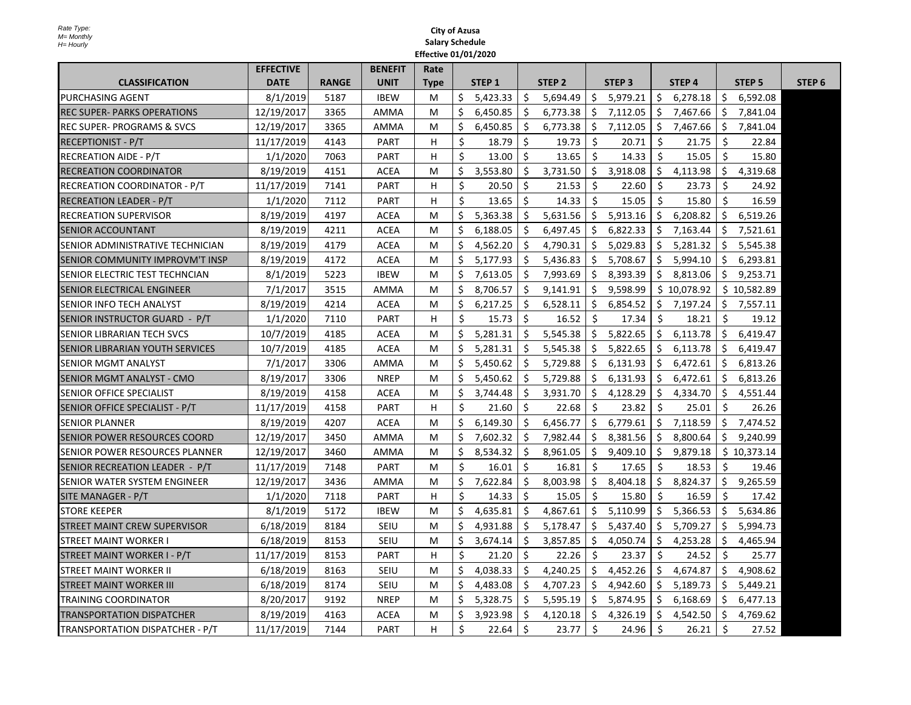Rate Type:
M= Monthly
H= Hourly

**City of Azusa**
**Salary Schedule**
**Effective 01/01/2020**

| CLASSIFICATION | EFFECTIVE DATE | RANGE | BENEFIT UNIT | Rate Type | STEP 1 | STEP 2 | STEP 3 | STEP 4 | STEP 5 | STEP 6 |
|---|---|---|---|---|---|---|---|---|---|---|
| PURCHASING AGENT | 8/1/2019 | 5187 | IBEW | M | $ 5,423.33 | $ 5,694.49 | $ 5,979.21 | $ 6,278.18 | $ 6,592.08 | |
| REC SUPER- PARKS OPERATIONS | 12/19/2017 | 3365 | AMMA | M | $ 6,450.85 | $ 6,773.38 | $ 7,112.05 | $ 7,467.66 | $ 7,841.04 | |
| REC SUPER- PROGRAMS & SVCS | 12/19/2017 | 3365 | AMMA | M | $ 6,450.85 | $ 6,773.38 | $ 7,112.05 | $ 7,467.66 | $ 7,841.04 | |
| RECEPTIONIST - P/T | 11/17/2019 | 4143 | PART | H | $ 18.79 | $ 19.73 | $ 20.71 | $ 21.75 | $ 22.84 | |
| RECREATION AIDE - P/T | 1/1/2020 | 7063 | PART | H | $ 13.00 | $ 13.65 | $ 14.33 | $ 15.05 | $ 15.80 | |
| RECREATION COORDINATOR | 8/19/2019 | 4151 | ACEA | M | $ 3,553.80 | $ 3,731.50 | $ 3,918.08 | $ 4,113.98 | $ 4,319.68 | |
| RECREATION COORDINATOR - P/T | 11/17/2019 | 7141 | PART | H | $ 20.50 | $ 21.53 | $ 22.60 | $ 23.73 | $ 24.92 | |
| RECREATION LEADER - P/T | 1/1/2020 | 7112 | PART | H | $ 13.65 | $ 14.33 | $ 15.05 | $ 15.80 | $ 16.59 | |
| RECREATION SUPERVISOR | 8/19/2019 | 4197 | ACEA | M | $ 5,363.38 | $ 5,631.56 | $ 5,913.16 | $ 6,208.82 | $ 6,519.26 | |
| SENIOR ACCOUNTANT | 8/19/2019 | 4211 | ACEA | M | $ 6,188.05 | $ 6,497.45 | $ 6,822.33 | $ 7,163.44 | $ 7,521.61 | |
| SENIOR ADMINISTRATIVE TECHNICIAN | 8/19/2019 | 4179 | ACEA | M | $ 4,562.20 | $ 4,790.31 | $ 5,029.83 | $ 5,281.32 | $ 5,545.38 | |
| SENIOR COMMUNITY IMPROVM'T INSP | 8/19/2019 | 4172 | ACEA | M | $ 5,177.93 | $ 5,436.83 | $ 5,708.67 | $ 5,994.10 | $ 6,293.81 | |
| SENIOR ELECTRIC TEST TECHNCIAN | 8/1/2019 | 5223 | IBEW | M | $ 7,613.05 | $ 7,993.69 | $ 8,393.39 | $ 8,813.06 | $ 9,253.71 | |
| SENIOR ELECTRICAL ENGINEER | 7/1/2017 | 3515 | AMMA | M | $ 8,706.57 | $ 9,141.91 | $ 9,598.99 | $ 10,078.92 | $ 10,582.89 | |
| SENIOR INFO TECH ANALYST | 8/19/2019 | 4214 | ACEA | M | $ 6,217.25 | $ 6,528.11 | $ 6,854.52 | $ 7,197.24 | $ 7,557.11 | |
| SENIOR INSTRUCTOR GUARD - P/T | 1/1/2020 | 7110 | PART | H | $ 15.73 | $ 16.52 | $ 17.34 | $ 18.21 | $ 19.12 | |
| SENIOR LIBRARIAN TECH SVCS | 10/7/2019 | 4185 | ACEA | M | $ 5,281.31 | $ 5,545.38 | $ 5,822.65 | $ 6,113.78 | $ 6,419.47 | |
| SENIOR LIBRARIAN YOUTH SERVICES | 10/7/2019 | 4185 | ACEA | M | $ 5,281.31 | $ 5,545.38 | $ 5,822.65 | $ 6,113.78 | $ 6,419.47 | |
| SENIOR MGMT ANALYST | 7/1/2017 | 3306 | AMMA | M | $ 5,450.62 | $ 5,729.88 | $ 6,131.93 | $ 6,472.61 | $ 6,813.26 | |
| SENIOR MGMT ANALYST - CMO | 8/19/2017 | 3306 | NREP | M | $ 5,450.62 | $ 5,729.88 | $ 6,131.93 | $ 6,472.61 | $ 6,813.26 | |
| SENIOR OFFICE SPECIALIST | 8/19/2019 | 4158 | ACEA | M | $ 3,744.48 | $ 3,931.70 | $ 4,128.29 | $ 4,334.70 | $ 4,551.44 | |
| SENIOR OFFICE SPECIALIST - P/T | 11/17/2019 | 4158 | PART | H | $ 21.60 | $ 22.68 | $ 23.82 | $ 25.01 | $ 26.26 | |
| SENIOR PLANNER | 8/19/2019 | 4207 | ACEA | M | $ 6,149.30 | $ 6,456.77 | $ 6,779.61 | $ 7,118.59 | $ 7,474.52 | |
| SENIOR POWER RESOURCES COORD | 12/19/2017 | 3450 | AMMA | M | $ 7,602.32 | $ 7,982.44 | $ 8,381.56 | $ 8,800.64 | $ 9,240.99 | |
| SENIOR POWER RESOURCES PLANNER | 12/19/2017 | 3460 | AMMA | M | $ 8,534.32 | $ 8,961.05 | $ 9,409.10 | $ 9,879.18 | $ 10,373.14 | |
| SENIOR RECREATION LEADER - P/T | 11/17/2019 | 7148 | PART | M | $ 16.01 | $ 16.81 | $ 17.65 | $ 18.53 | $ 19.46 | |
| SENIOR WATER SYSTEM ENGINEER | 12/19/2017 | 3436 | AMMA | M | $ 7,622.84 | $ 8,003.98 | $ 8,404.18 | $ 8,824.37 | $ 9,265.59 | |
| SITE MANAGER - P/T | 1/1/2020 | 7118 | PART | H | $ 14.33 | $ 15.05 | $ 15.80 | $ 16.59 | $ 17.42 | |
| STORE KEEPER | 8/1/2019 | 5172 | IBEW | M | $ 4,635.81 | $ 4,867.61 | $ 5,110.99 | $ 5,366.53 | $ 5,634.86 | |
| STREET MAINT CREW SUPERVISOR | 6/18/2019 | 8184 | SEIU | M | $ 4,931.88 | $ 5,178.47 | $ 5,437.40 | $ 5,709.27 | $ 5,994.73 | |
| STREET MAINT WORKER I | 6/18/2019 | 8153 | SEIU | M | $ 3,674.14 | $ 3,857.85 | $ 4,050.74 | $ 4,253.28 | $ 4,465.94 | |
| STREET MAINT WORKER I - P/T | 11/17/2019 | 8153 | PART | H | $ 21.20 | $ 22.26 | $ 23.37 | $ 24.52 | $ 25.77 | |
| STREET MAINT WORKER II | 6/18/2019 | 8163 | SEIU | M | $ 4,038.33 | $ 4,240.25 | $ 4,452.26 | $ 4,674.87 | $ 4,908.62 | |
| STREET MAINT WORKER III | 6/18/2019 | 8174 | SEIU | M | $ 4,483.08 | $ 4,707.23 | $ 4,942.60 | $ 5,189.73 | $ 5,449.21 | |
| TRAINING COORDINATOR | 8/20/2017 | 9192 | NREP | M | $ 5,328.75 | $ 5,595.19 | $ 5,874.95 | $ 6,168.69 | $ 6,477.13 | |
| TRANSPORTATION DISPATCHER | 8/19/2019 | 4163 | ACEA | M | $ 3,923.98 | $ 4,120.18 | $ 4,326.19 | $ 4,542.50 | $ 4,769.62 | |
| TRANSPORTATION DISPATCHER - P/T | 11/17/2019 | 7144 | PART | H | $ 22.64 | $ 23.77 | $ 24.96 | $ 26.21 | $ 27.52 | |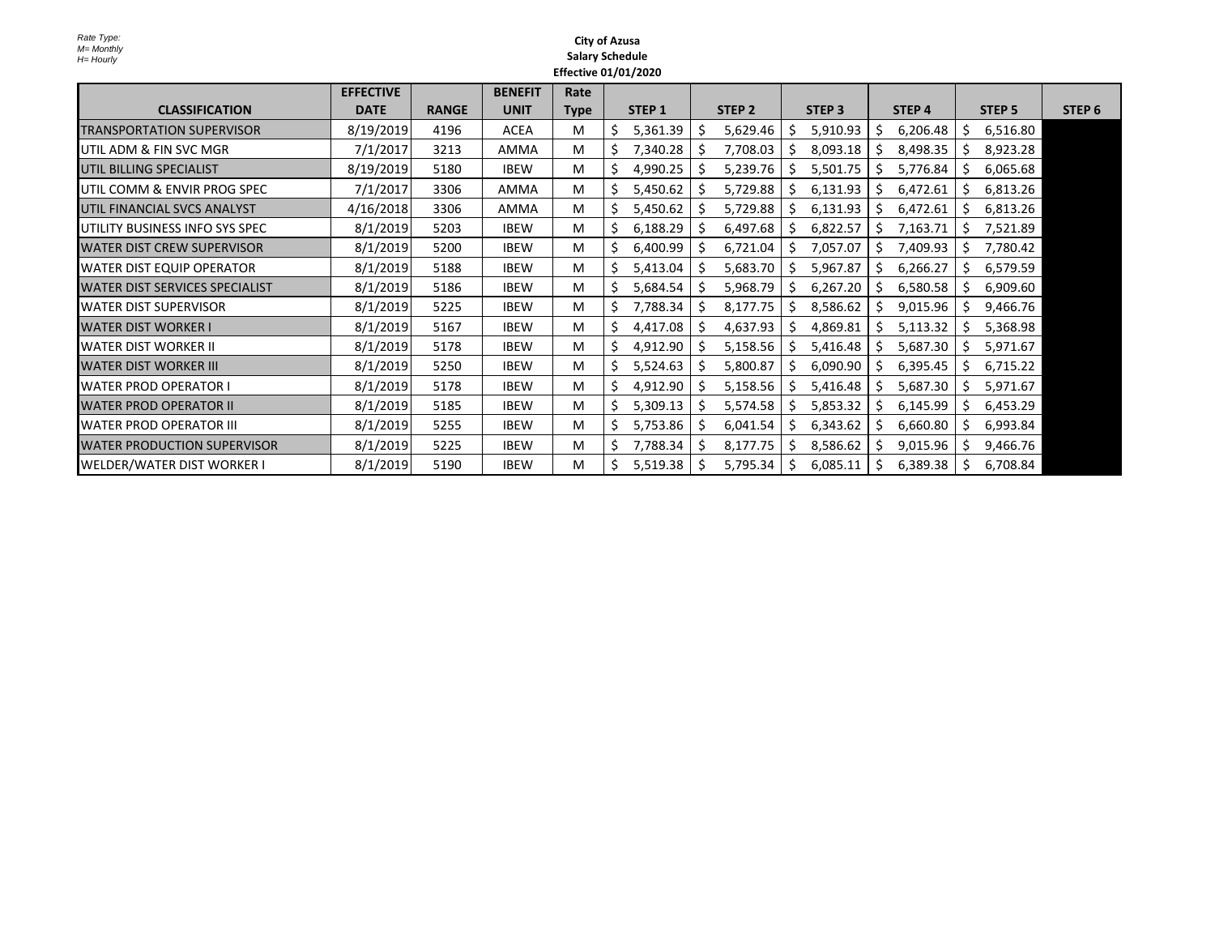*Rate Type:*
*M= Monthly*
*H= Hourly*

**City of Azusa**
**Salary Schedule**
**Effective 01/01/2020**

| CLASSIFICATION | EFFECTIVE DATE | RANGE | BENEFIT UNIT | Rate Type | STEP 1 | STEP 2 | STEP 3 | STEP 4 | STEP 5 | STEP 6 |
|---|---|---|---|---|---|---|---|---|---|---|
| TRANSPORTATION SUPERVISOR | 8/19/2019 | 4196 | ACEA | M | $ 5,361.39 | $ 5,629.46 | $ 5,910.93 | $ 6,206.48 | $ 6,516.80 | |
| UTIL ADM & FIN SVC MGR | 7/1/2017 | 3213 | AMMA | M | $ 7,340.28 | $ 7,708.03 | $ 8,093.18 | $ 8,498.35 | $ 8,923.28 | |
| UTIL BILLING SPECIALIST | 8/19/2019 | 5180 | IBEW | M | $ 4,990.25 | $ 5,239.76 | $ 5,501.75 | $ 5,776.84 | $ 6,065.68 | |
| UTIL COMM & ENVIR PROG SPEC | 7/1/2017 | 3306 | AMMA | M | $ 5,450.62 | $ 5,729.88 | $ 6,131.93 | $ 6,472.61 | $ 6,813.26 | |
| UTIL FINANCIAL SVCS ANALYST | 4/16/2018 | 3306 | AMMA | M | $ 5,450.62 | $ 5,729.88 | $ 6,131.93 | $ 6,472.61 | $ 6,813.26 | |
| UTILITY BUSINESS INFO SYS SPEC | 8/1/2019 | 5203 | IBEW | M | $ 6,188.29 | $ 6,497.68 | $ 6,822.57 | $ 7,163.71 | $ 7,521.89 | |
| WATER DIST CREW SUPERVISOR | 8/1/2019 | 5200 | IBEW | M | $ 6,400.99 | $ 6,721.04 | $ 7,057.07 | $ 7,409.93 | $ 7,780.42 | |
| WATER DIST EQUIP OPERATOR | 8/1/2019 | 5188 | IBEW | M | $ 5,413.04 | $ 5,683.70 | $ 5,967.87 | $ 6,266.27 | $ 6,579.59 | |
| WATER DIST SERVICES SPECIALIST | 8/1/2019 | 5186 | IBEW | M | $ 5,684.54 | $ 5,968.79 | $ 6,267.20 | $ 6,580.58 | $ 6,909.60 | |
| WATER DIST SUPERVISOR | 8/1/2019 | 5225 | IBEW | M | $ 7,788.34 | $ 8,177.75 | $ 8,586.62 | $ 9,015.96 | $ 9,466.76 | |
| WATER DIST WORKER I | 8/1/2019 | 5167 | IBEW | M | $ 4,417.08 | $ 4,637.93 | $ 4,869.81 | $ 5,113.32 | $ 5,368.98 | |
| WATER DIST WORKER II | 8/1/2019 | 5178 | IBEW | M | $ 4,912.90 | $ 5,158.56 | $ 5,416.48 | $ 5,687.30 | $ 5,971.67 | |
| WATER DIST WORKER III | 8/1/2019 | 5250 | IBEW | M | $ 5,524.63 | $ 5,800.87 | $ 6,090.90 | $ 6,395.45 | $ 6,715.22 | |
| WATER PROD OPERATOR I | 8/1/2019 | 5178 | IBEW | M | $ 4,912.90 | $ 5,158.56 | $ 5,416.48 | $ 5,687.30 | $ 5,971.67 | |
| WATER PROD OPERATOR II | 8/1/2019 | 5185 | IBEW | M | $ 5,309.13 | $ 5,574.58 | $ 5,853.32 | $ 6,145.99 | $ 6,453.29 | |
| WATER PROD OPERATOR III | 8/1/2019 | 5255 | IBEW | M | $ 5,753.86 | $ 6,041.54 | $ 6,343.62 | $ 6,660.80 | $ 6,993.84 | |
| WATER PRODUCTION SUPERVISOR | 8/1/2019 | 5225 | IBEW | M | $ 7,788.34 | $ 8,177.75 | $ 8,586.62 | $ 9,015.96 | $ 9,466.76 | |
| WELDER/WATER DIST WORKER I | 8/1/2019 | 5190 | IBEW | M | $ 5,519.38 | $ 5,795.34 | $ 6,085.11 | $ 6,389.38 | $ 6,708.84 | |